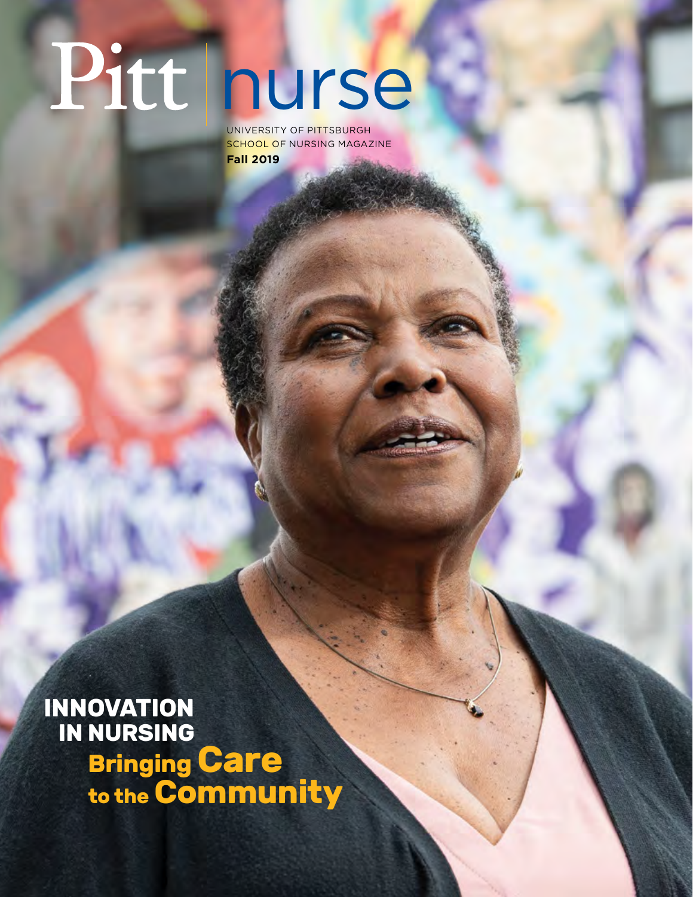# Pitt nurse

UNIVERSITY OF PITTSBURGH
SCHOOL OF NURSING MAGAZINE
**Fall 2019**

## INNOVATION IN NURSING
## Bringing Care to the Community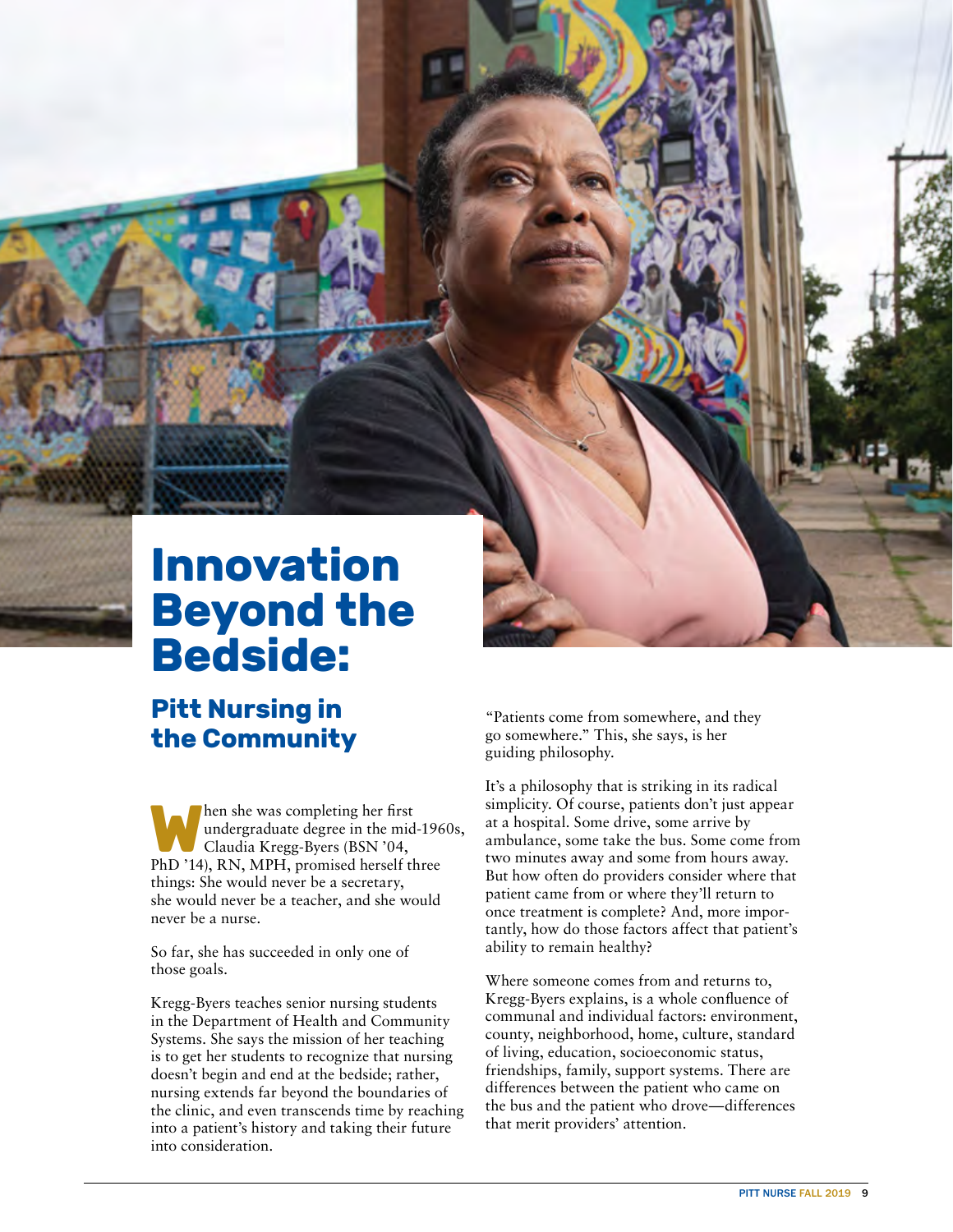# Innovation Beyond the Bedside:

## Pitt Nursing in the Community

When she was completing her first undergraduate degree in the mid-1960s, Claudia Kregg-Byers (BSN '04, PhD '14), RN, MPH, promised herself three things: She would never be a secretary, she would never be a teacher, and she would never be a nurse.

So far, she has succeeded in only one of those goals.

Kregg-Byers teaches senior nursing students in the Department of Health and Community Systems. She says the mission of her teaching is to get her students to recognize that nursing doesn't begin and end at the bedside; rather, nursing extends far beyond the boundaries of the clinic, and even transcends time by reaching into a patient's history and taking their future into consideration.

"Patients come from somewhere, and they go somewhere." This, she says, is her guiding philosophy.

It's a philosophy that is striking in its radical simplicity. Of course, patients don't just appear at a hospital. Some drive, some arrive by ambulance, some take the bus. Some come from two minutes away and some from hours away. But how often do providers consider where that patient came from or where they'll return to once treatment is complete? And, more importantly, how do those factors affect that patient's ability to remain healthy?

Where someone comes from and returns to, Kregg-Byers explains, is a whole confluence of communal and individual factors: environment, county, neighborhood, home, culture, standard of living, education, socioeconomic status, friendships, family, support systems. There are differences between the patient who came on the bus and the patient who drove—differences that merit providers' attention.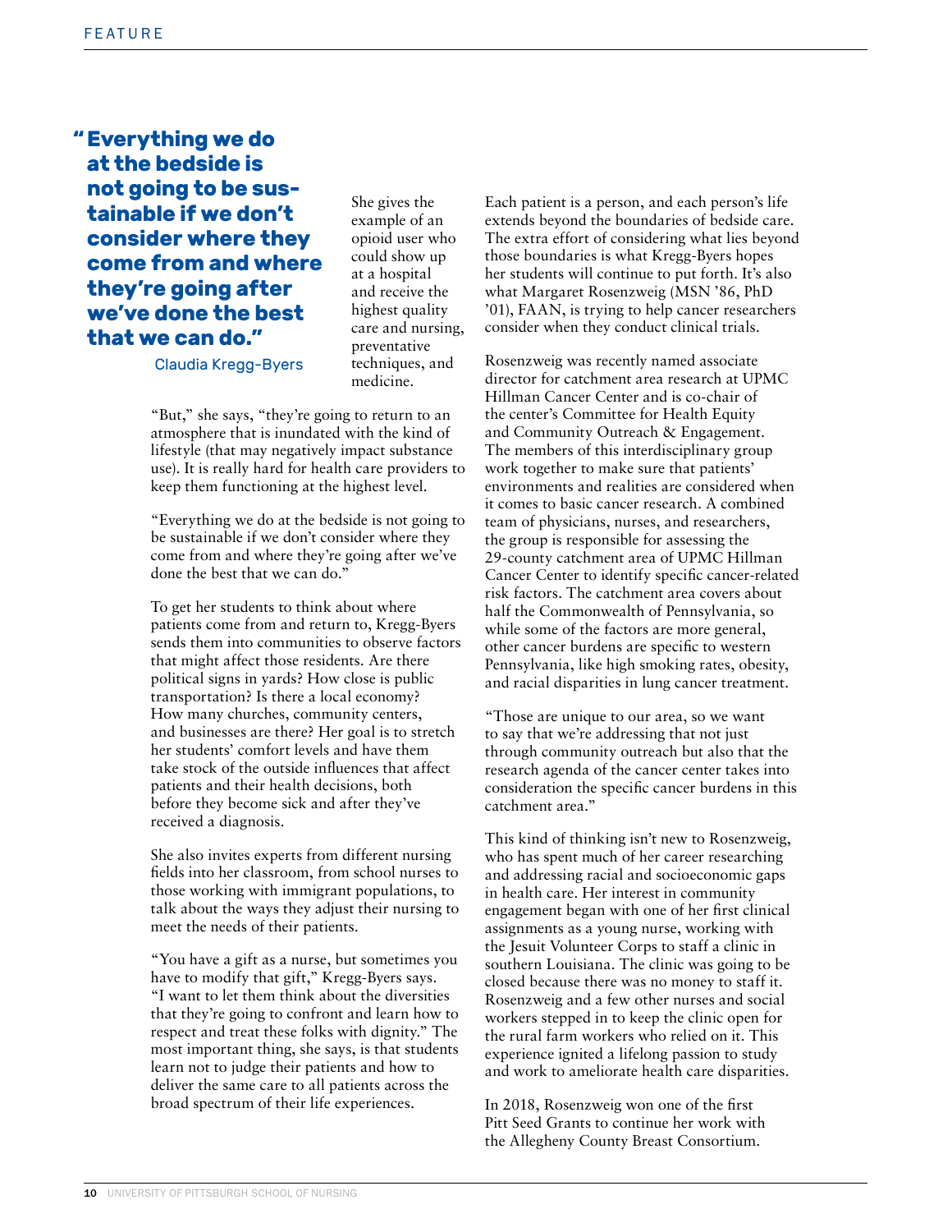> "Everything we do at the bedside is not going to be sustainable if we don't consider where they come from and where they're going after we've done the best that we can do."
>
> Claudia Kregg-Byers

She gives the example of an opioid user who could show up at a hospital and receive the highest quality care and nursing, preventative techniques, and medicine.

"But," she says, "they're going to return to an atmosphere that is inundated with the kind of lifestyle (that may negatively impact substance use). It is really hard for health care providers to keep them functioning at the highest level.

"Everything we do at the bedside is not going to be sustainable if we don't consider where they come from and where they're going after we've done the best that we can do."

To get her students to think about where patients come from and return to, Kregg-Byers sends them into communities to observe factors that might affect those residents. Are there political signs in yards? How close is public transportation? Is there a local economy? How many churches, community centers, and businesses are there? Her goal is to stretch her students' comfort levels and have them take stock of the outside influences that affect patients and their health decisions, both before they become sick and after they've received a diagnosis.

She also invites experts from different nursing fields into her classroom, from school nurses to those working with immigrant populations, to talk about the ways they adjust their nursing to meet the needs of their patients.

"You have a gift as a nurse, but sometimes you have to modify that gift," Kregg-Byers says. "I want to let them think about the diversities that they're going to confront and learn how to respect and treat these folks with dignity." The most important thing, she says, is that students learn not to judge their patients and how to deliver the same care to all patients across the broad spectrum of their life experiences.

Each patient is a person, and each person's life extends beyond the boundaries of bedside care. The extra effort of considering what lies beyond those boundaries is what Kregg-Byers hopes her students will continue to put forth. It's also what Margaret Rosenzweig (MSN '86, PhD '01), FAAN, is trying to help cancer researchers consider when they conduct clinical trials.

Rosenzweig was recently named associate director for catchment area research at UPMC Hillman Cancer Center and is co-chair of the center's Committee for Health Equity and Community Outreach & Engagement. The members of this interdisciplinary group work together to make sure that patients' environments and realities are considered when it comes to basic cancer research. A combined team of physicians, nurses, and researchers, the group is responsible for assessing the 29-county catchment area of UPMC Hillman Cancer Center to identify specific cancer-related risk factors. The catchment area covers about half the Commonwealth of Pennsylvania, so while some of the factors are more general, other cancer burdens are specific to western Pennsylvania, like high smoking rates, obesity, and racial disparities in lung cancer treatment.

"Those are unique to our area, so we want to say that we're addressing that not just through community outreach but also that the research agenda of the cancer center takes into consideration the specific cancer burdens in this catchment area."

This kind of thinking isn't new to Rosenzweig, who has spent much of her career researching and addressing racial and socioeconomic gaps in health care. Her interest in community engagement began with one of her first clinical assignments as a young nurse, working with the Jesuit Volunteer Corps to staff a clinic in southern Louisiana. The clinic was going to be closed because there was no money to staff it. Rosenzweig and a few other nurses and social workers stepped in to keep the clinic open for the rural farm workers who relied on it. This experience ignited a lifelong passion to study and work to ameliorate health care disparities.

In 2018, Rosenzweig won one of the first Pitt Seed Grants to continue her work with the Allegheny County Breast Consortium.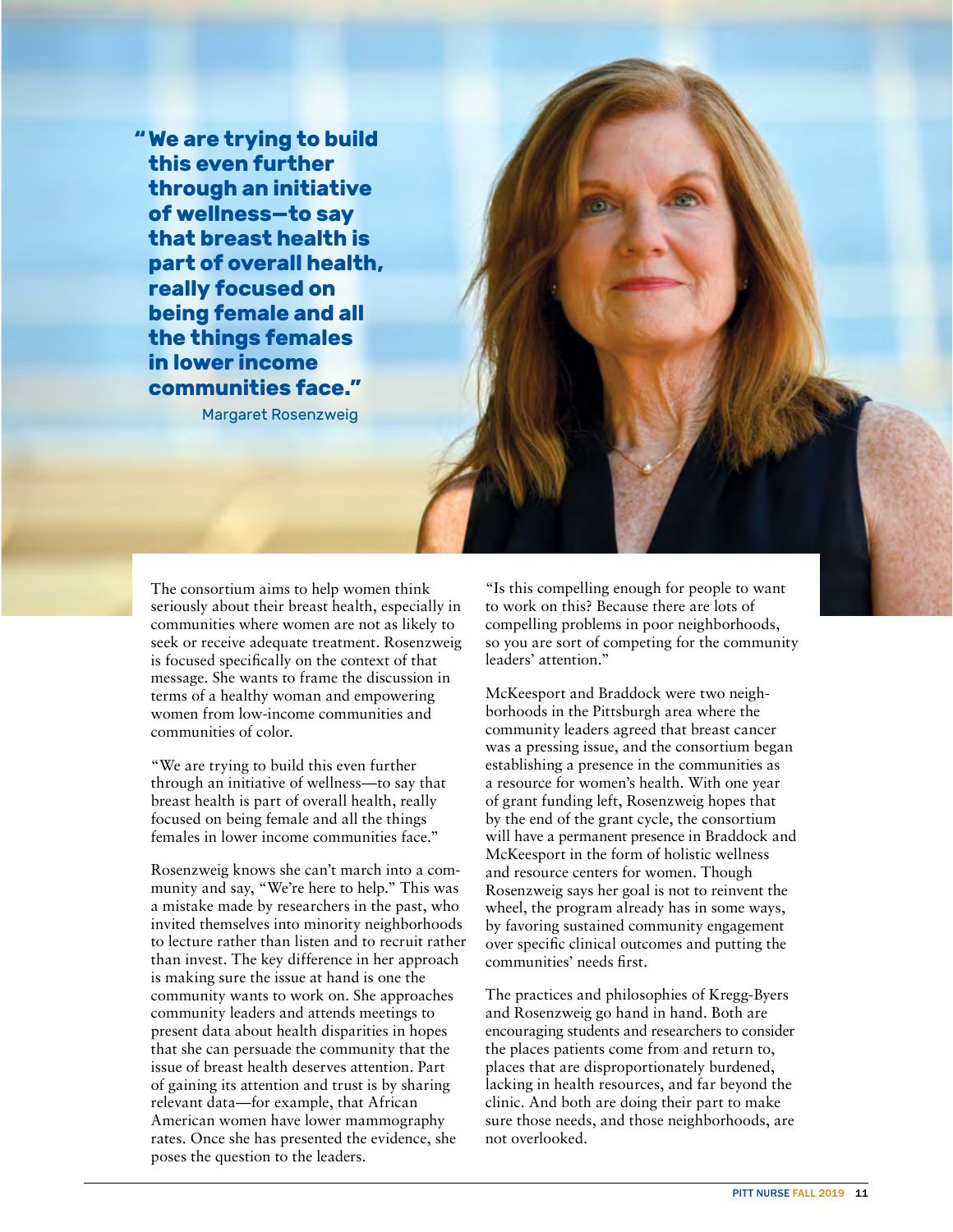> **"We are trying to build this even further through an initiative of wellness—to say that breast health is part of overall health, really focused on being female and all the things females in lower income communities face."**
>
> Margaret Rosenzweig

The consortium aims to help women think seriously about their breast health, especially in communities where women are not as likely to seek or receive adequate treatment. Rosenzweig is focused specifically on the context of that message. She wants to frame the discussion in terms of a healthy woman and empowering women from low-income communities and communities of color.

"We are trying to build this even further through an initiative of wellness—to say that breast health is part of overall health, really focused on being female and all the things females in lower income communities face."

Rosenzweig knows she can't march into a community and say, "We're here to help." This was a mistake made by researchers in the past, who invited themselves into minority neighborhoods to lecture rather than listen and to recruit rather than invest. The key difference in her approach is making sure the issue at hand is one the community wants to work on. She approaches community leaders and attends meetings to present data about health disparities in hopes that she can persuade the community that the issue of breast health deserves attention. Part of gaining its attention and trust is by sharing relevant data—for example, that African American women have lower mammography rates. Once she has presented the evidence, she poses the question to the leaders.

"Is this compelling enough for people to want to work on this? Because there are lots of compelling problems in poor neighborhoods, so you are sort of competing for the community leaders' attention."

McKeesport and Braddock were two neighborhoods in the Pittsburgh area where the community leaders agreed that breast cancer was a pressing issue, and the consortium began establishing a presence in the communities as a resource for women's health. With one year of grant funding left, Rosenzweig hopes that by the end of the grant cycle, the consortium will have a permanent presence in Braddock and McKeesport in the form of holistic wellness and resource centers for women. Though Rosenzweig says her goal is not to reinvent the wheel, the program already has in some ways, by favoring sustained community engagement over specific clinical outcomes and putting the communities' needs first.

The practices and philosophies of Kregg-Byers and Rosenzweig go hand in hand. Both are encouraging students and researchers to consider the places patients come from and return to, places that are disproportionately burdened, lacking in health resources, and far beyond the clinic. And both are doing their part to make sure those needs, and those neighborhoods, are not overlooked.